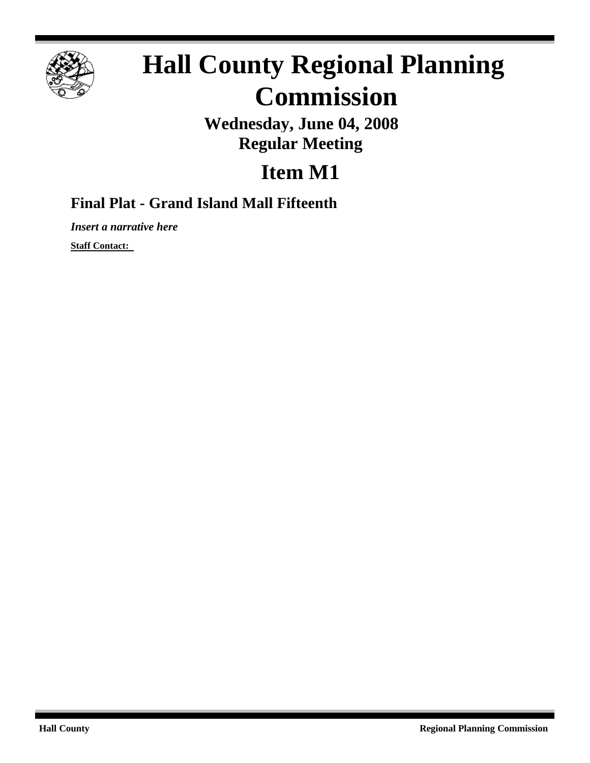# Hall County Regional Planning Commission

**Wednesday, June 04, 2008**
**Regular Meeting**

## Item M1

### Final Plat - Grand Island Mall Fifteenth

***Insert a narrative here***

**Staff Contact:**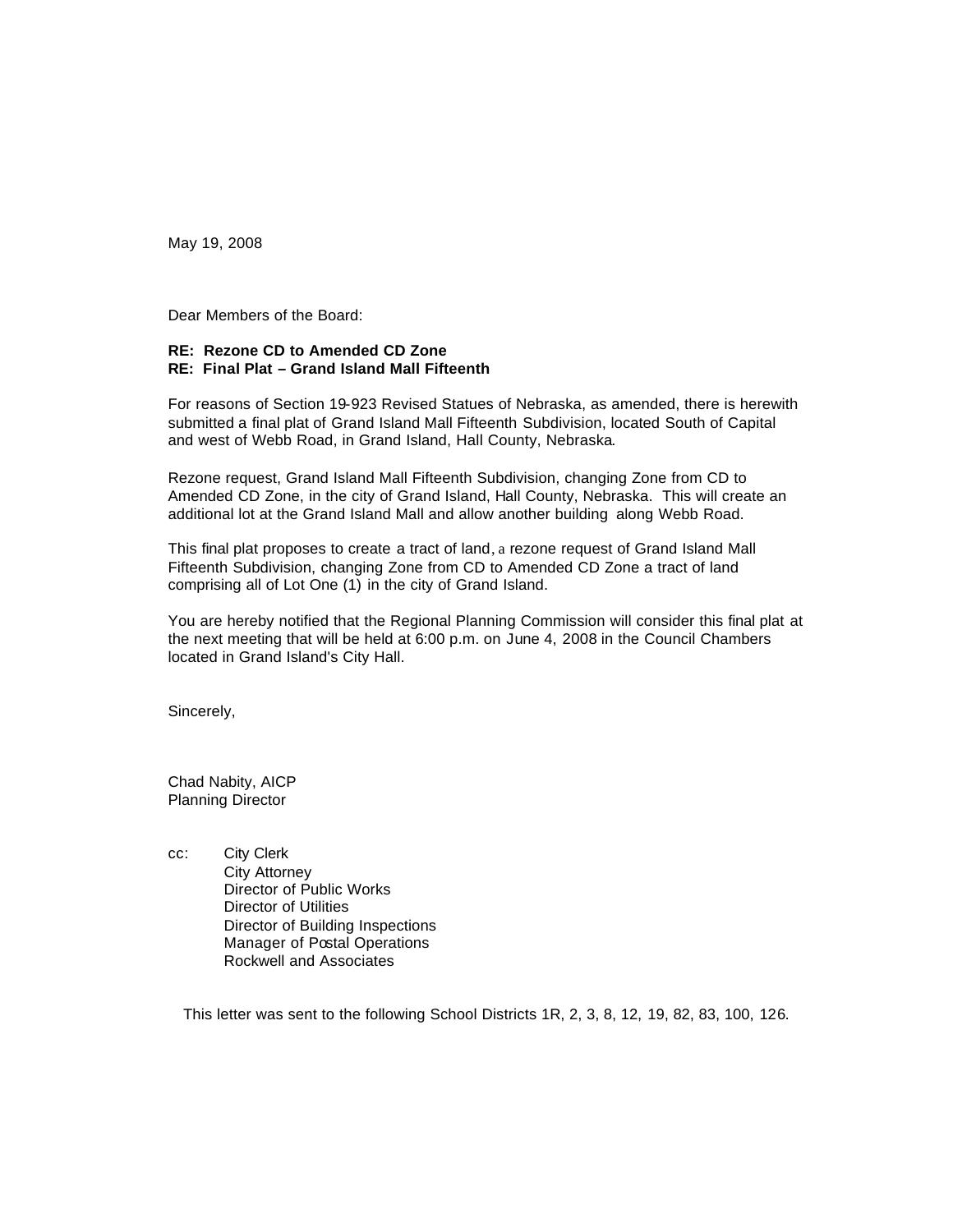May 19, 2008

Dear Members of the Board:

**RE: Rezone CD to Amended CD Zone**
**RE: Final Plat – Grand Island Mall Fifteenth**

For reasons of Section 19-923 Revised Statues of Nebraska, as amended, there is herewith submitted a final plat of Grand Island Mall Fifteenth Subdivision, located South of Capital and west of Webb Road, in Grand Island, Hall County, Nebraska.

Rezone request, Grand Island Mall Fifteenth Subdivision, changing Zone from CD to Amended CD Zone, in the city of Grand Island, Hall County, Nebraska. This will create an additional lot at the Grand Island Mall and allow another building along Webb Road.

This final plat proposes to create a tract of land, a rezone request of Grand Island Mall Fifteenth Subdivision, changing Zone from CD to Amended CD Zone a tract of land comprising all of Lot One (1) in the city of Grand Island.

You are hereby notified that the Regional Planning Commission will consider this final plat at the next meeting that will be held at 6:00 p.m. on June 4, 2008 in the Council Chambers located in Grand Island's City Hall.

Sincerely,

Chad Nabity, AICP
Planning Director

cc: City Clerk
City Attorney
Director of Public Works
Director of Utilities
Director of Building Inspections
Manager of Postal Operations
Rockwell and Associates

This letter was sent to the following School Districts 1R, 2, 3, 8, 12, 19, 82, 83, 100, 126.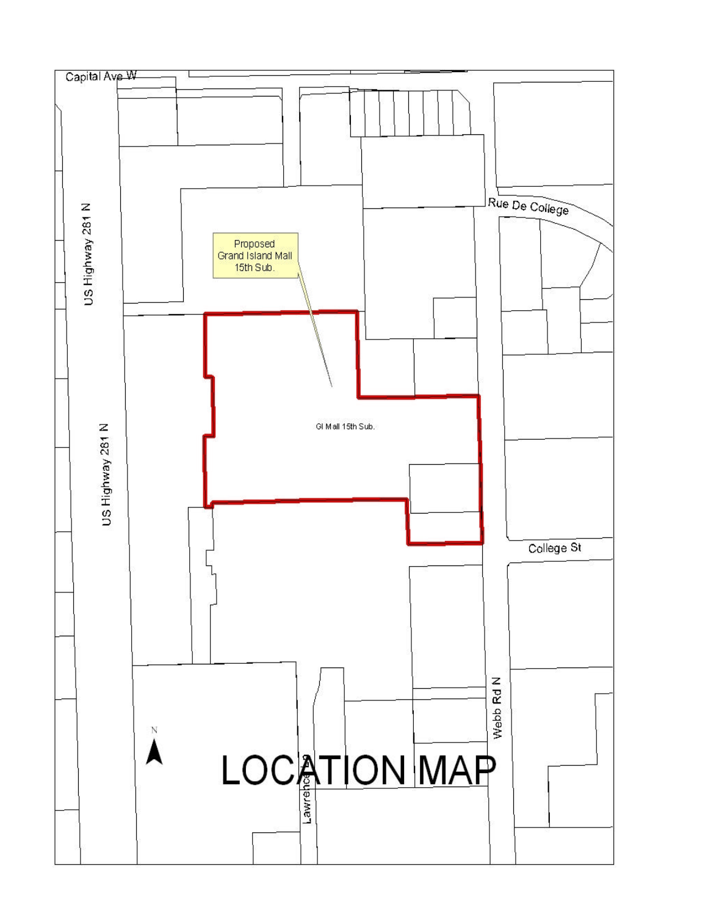Capital Ave W

Rue De College

US Highway 281 N

Proposed Grand Island Mall 15th Sub.

GI Mall 15th Sub.

College St

Webb Rd N

Lawrence

N

# LOCATION MAP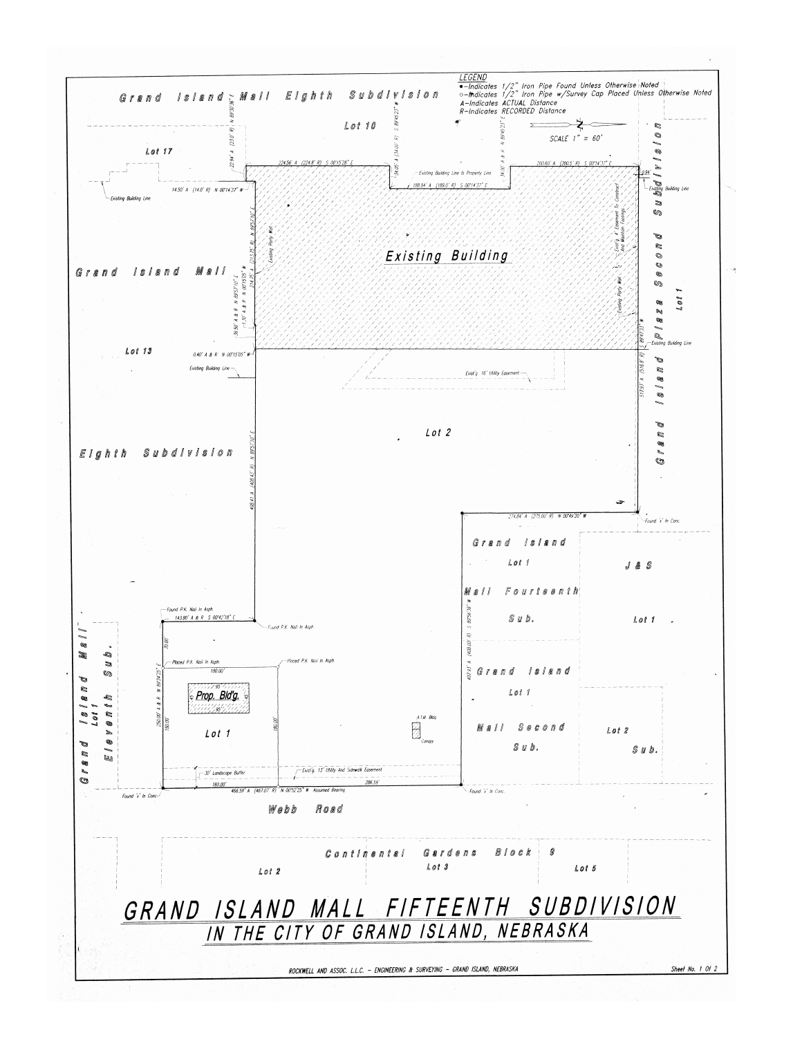LEGEND
•–Indicates 1/2" Iron Pipe Found Unless Otherwise Noted
○–Indicates 1/2" Iron Pipe w/Survey Cap Placed Unless Otherwise Noted
A–Indicates ACTUAL Distance
R–Indicates RECORDED Distance

SCALE 1" = 60'

Grand Island Mall Eighth Subdivision

Lot 10

Lot 17

Grand Island Mall

Lot 13

Eighth Subdivision

Existing Building

Lot 2

Grand Island Plaza Second Subdivision

Lot 1

Grand Island Lot 1 Mall Fourteenth Sub.

J & S

Lot 1

Grand Island Lot 1 Mall Second Sub.

Lot 2

Sub.

Grand Island Mall Lot 1 Eleventh Sub.

Lot 1

Prop. Bld'g.

A.T.M. Bldg

Canopy

Webb Road

Continental Gardens Block 9

Lot 2

Lot 3

Lot 5

22.94' A (23.0' R) N 89°30'36" E

224.56' A (224.8' R) S 00°15'28" E

34.05' A (34.00' R) S 89°45'23" W

Existing Building Line Is Property Line

188.84' A (189.0' R) S 00°14'37" E

34.00' A & R N 89°40'27" E

200.60' A (200.5' R) S 00°14'37" E

0.94'

Existing Building Line

14.50' A (14.0' R) N 00°14'37" W

Existing Building Line

Existing Party Wall

214.25' A (213.75' R) N 89°57'10" E

1.30' A & R N 00°15'05" W

56.50' A & R N 89°57'10" E

0.40' A & R N 00°15'05" W

Existing Building Line

Exist'g 4' Easement To Construct And Maintain Footings

Existing Party Wall

517.93' A (516.8' R) S 89°47'33" W

Existing Building Line

Exist'g 16' Utility Easement

408.41' A (408.43' R) N 89°57'10" E

274.84' A (275.00' R) N 00°49'20" W

Found 'x' In Conc.

407.93' A (408.00' R) S 89°56'58" W

Found P.K. Nail In Asph.

143.90' A & R S 00°42'18" E

Found P.K. Nail In Asph.

70.00'

Placed P.K. Nail In Asph.

Placed P.K. Nail In Asph.

180.00'

95'

45'

45'

95'

250.00' A & R N 89°34'25" E

180.00'

180.00'

30' Landscape Buffer

Exist'g 13' Utility And Sidewalk Easement

180.00'

286.59'

Found 'x' In Conc.

466.59' A (467.07' R) N 00°52'25" W Assumed Bearing

Found 'x' In Conc.

# GRAND ISLAND MALL FIFTEENTH SUBDIVISION

## IN THE CITY OF GRAND ISLAND, NEBRASKA

ROCKWELL AND ASSOC. L.L.C. – ENGINEERING & SURVEYING – GRAND ISLAND, NEBRASKA

Sheet No. 1 Of 2